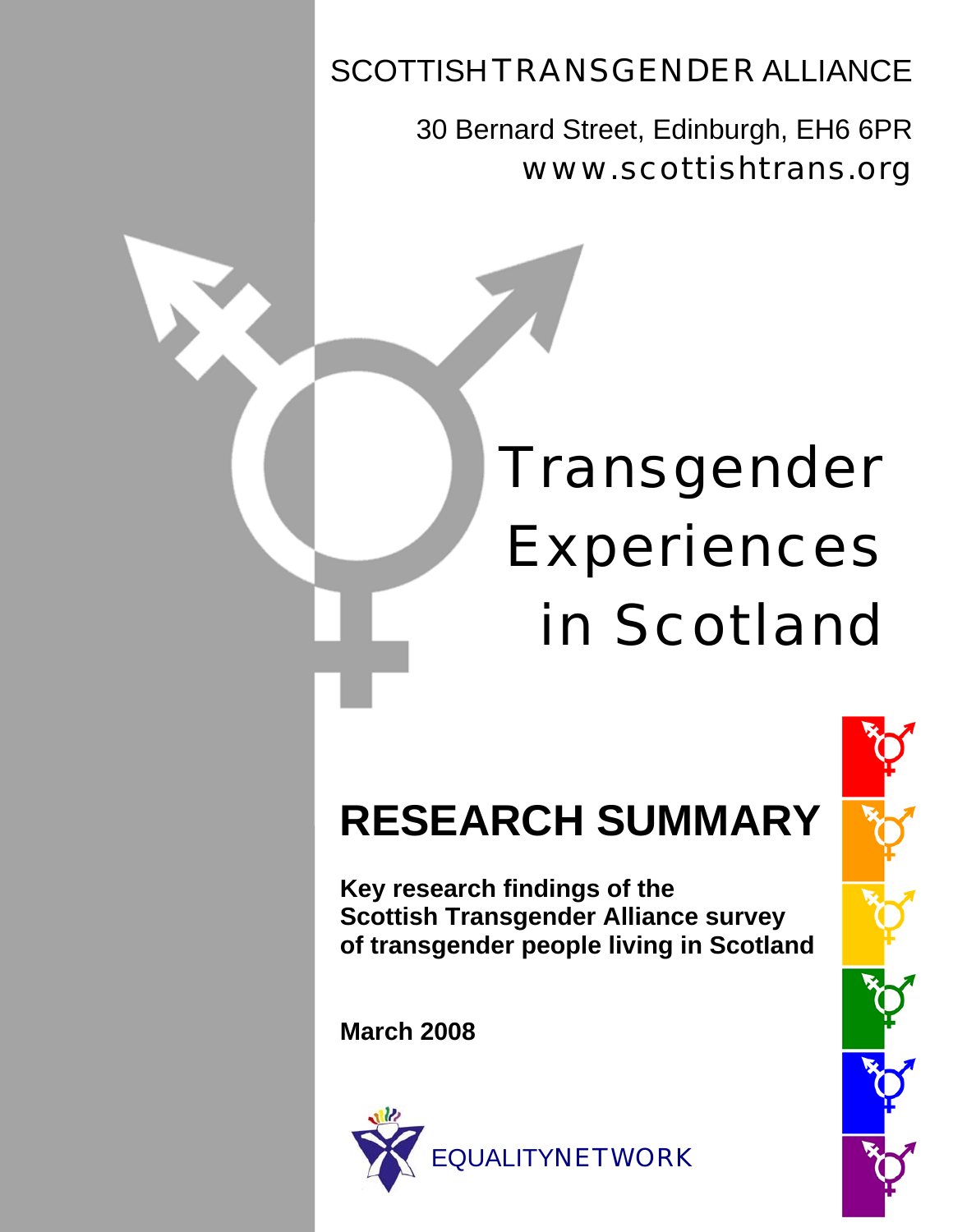SCOTTISH TRANSGENDER ALLIANCE

30 Bernard Street, Edinburgh, EH6 6PR
www.scottishtrans.org

# Transgender Experiences in Scotland

## RESEARCH SUMMARY

**Key research findings of the Scottish Transgender Alliance survey of transgender people living in Scotland**

**March 2008**

EQUALITYNETWORK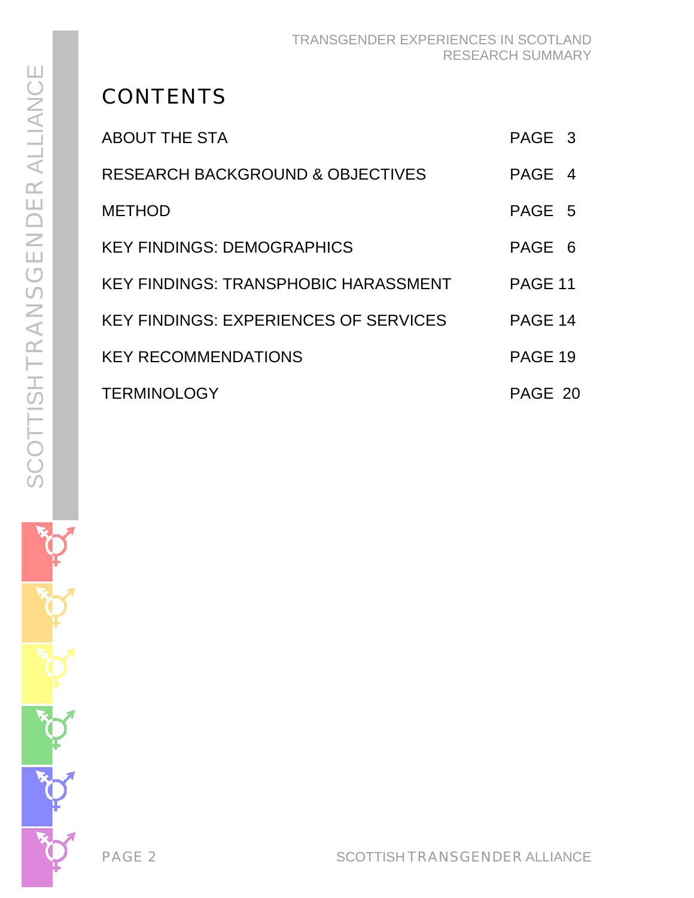# CONTENTS

| | |
|---|---|
| ABOUT THE STA | PAGE 3 |
| RESEARCH BACKGROUND & OBJECTIVES | PAGE 4 |
| METHOD | PAGE 5 |
| KEY FINDINGS: DEMOGRAPHICS | PAGE 6 |
| KEY FINDINGS: TRANSPHOBIC HARASSMENT | PAGE 11 |
| KEY FINDINGS: EXPERIENCES OF SERVICES | PAGE 14 |
| KEY RECOMMENDATIONS | PAGE 19 |
| TERMINOLOGY | PAGE 20 |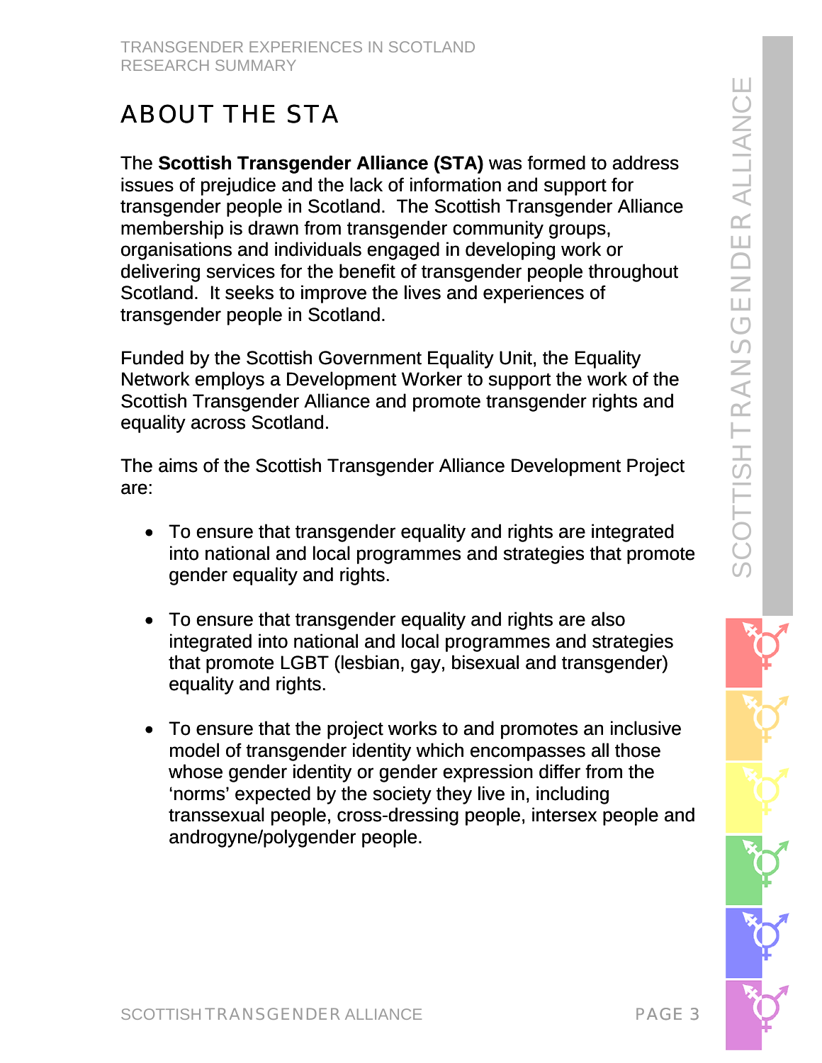# ABOUT THE STA

The **Scottish Transgender Alliance (STA)** was formed to address issues of prejudice and the lack of information and support for transgender people in Scotland. The Scottish Transgender Alliance membership is drawn from transgender community groups, organisations and individuals engaged in developing work or delivering services for the benefit of transgender people throughout Scotland. It seeks to improve the lives and experiences of transgender people in Scotland.

Funded by the Scottish Government Equality Unit, the Equality Network employs a Development Worker to support the work of the Scottish Transgender Alliance and promote transgender rights and equality across Scotland.

The aims of the Scottish Transgender Alliance Development Project are:

- To ensure that transgender equality and rights are integrated into national and local programmes and strategies that promote gender equality and rights.

- To ensure that transgender equality and rights are also integrated into national and local programmes and strategies that promote LGBT (lesbian, gay, bisexual and transgender) equality and rights.

- To ensure that the project works to and promotes an inclusive model of transgender identity which encompasses all those whose gender identity or gender expression differ from the 'norms' expected by the society they live in, including transsexual people, cross-dressing people, intersex people and androgyne/polygender people.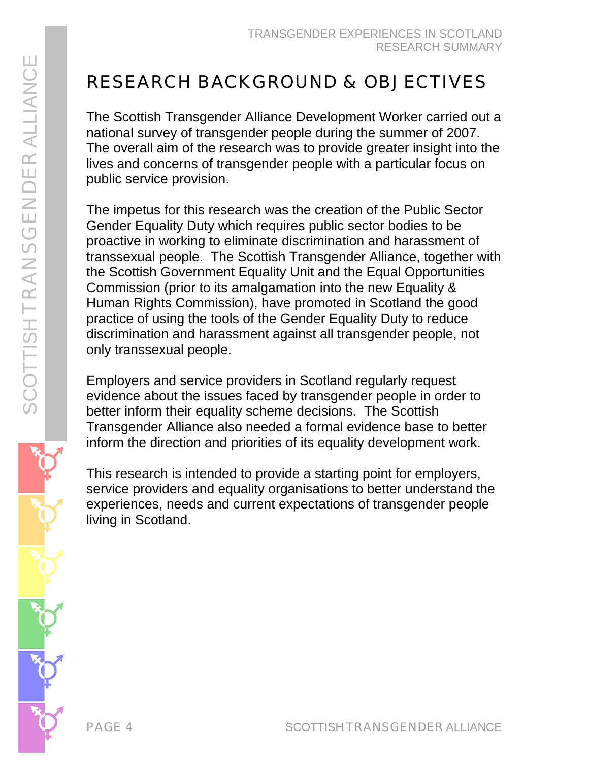# RESEARCH BACKGROUND & OBJECTIVES

The Scottish Transgender Alliance Development Worker carried out a national survey of transgender people during the summer of 2007. The overall aim of the research was to provide greater insight into the lives and concerns of transgender people with a particular focus on public service provision.

The impetus for this research was the creation of the Public Sector Gender Equality Duty which requires public sector bodies to be proactive in working to eliminate discrimination and harassment of transsexual people. The Scottish Transgender Alliance, together with the Scottish Government Equality Unit and the Equal Opportunities Commission (prior to its amalgamation into the new Equality & Human Rights Commission), have promoted in Scotland the good practice of using the tools of the Gender Equality Duty to reduce discrimination and harassment against all transgender people, not only transsexual people.

Employers and service providers in Scotland regularly request evidence about the issues faced by transgender people in order to better inform their equality scheme decisions. The Scottish Transgender Alliance also needed a formal evidence base to better inform the direction and priorities of its equality development work.

This research is intended to provide a starting point for employers, service providers and equality organisations to better understand the experiences, needs and current expectations of transgender people living in Scotland.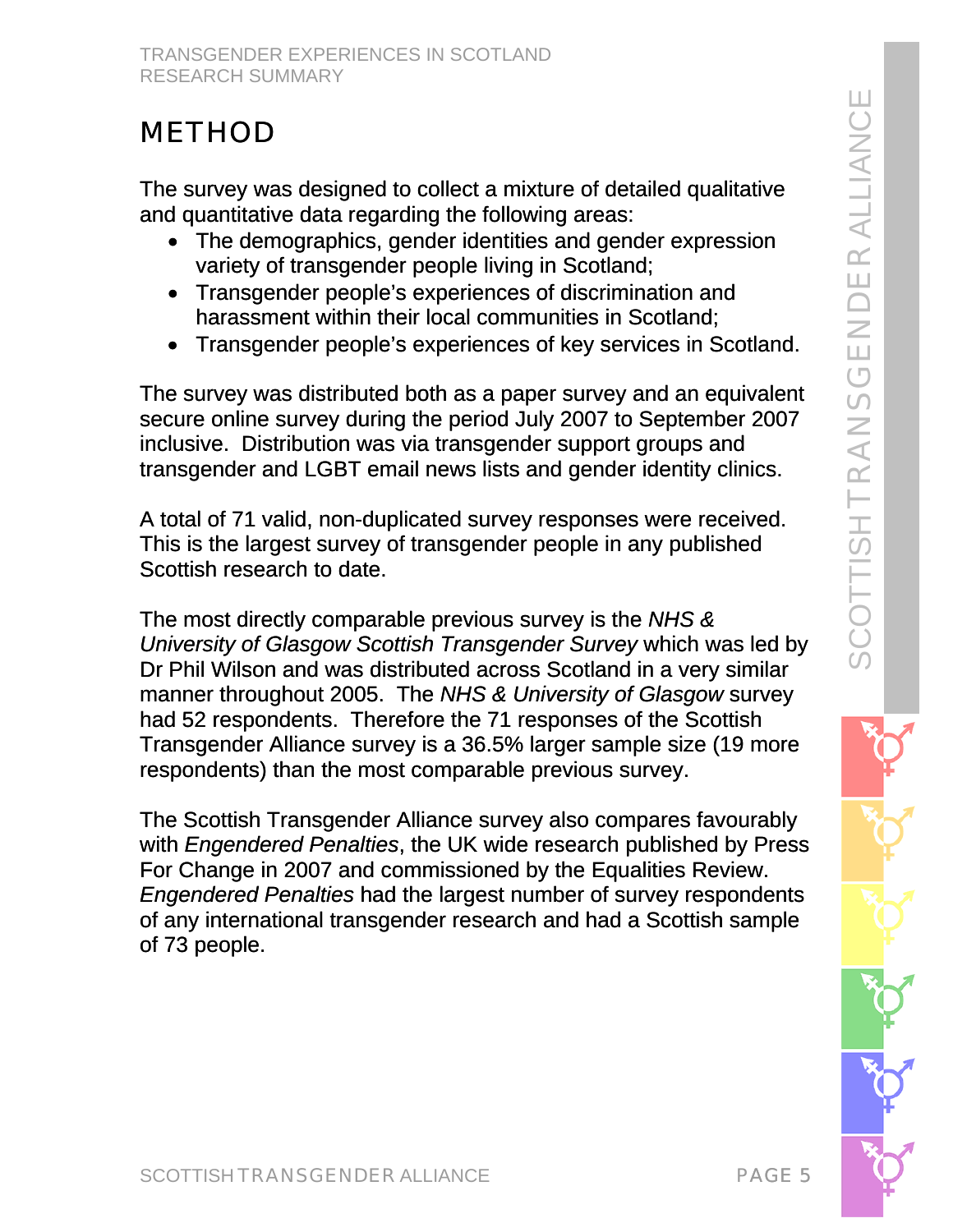# METHOD

The survey was designed to collect a mixture of detailed qualitative and quantitative data regarding the following areas:

- The demographics, gender identities and gender expression variety of transgender people living in Scotland;
- Transgender people's experiences of discrimination and harassment within their local communities in Scotland;
- Transgender people's experiences of key services in Scotland.

The survey was distributed both as a paper survey and an equivalent secure online survey during the period July 2007 to September 2007 inclusive. Distribution was via transgender support groups and transgender and LGBT email news lists and gender identity clinics.

A total of 71 valid, non-duplicated survey responses were received. This is the largest survey of transgender people in any published Scottish research to date.

The most directly comparable previous survey is the *NHS & University of Glasgow Scottish Transgender Survey* which was led by Dr Phil Wilson and was distributed across Scotland in a very similar manner throughout 2005. The *NHS & University of Glasgow* survey had 52 respondents. Therefore the 71 responses of the Scottish Transgender Alliance survey is a 36.5% larger sample size (19 more respondents) than the most comparable previous survey.

The Scottish Transgender Alliance survey also compares favourably with *Engendered Penalties*, the UK wide research published by Press For Change in 2007 and commissioned by the Equalities Review. *Engendered Penalties* had the largest number of survey respondents of any international transgender research and had a Scottish sample of 73 people.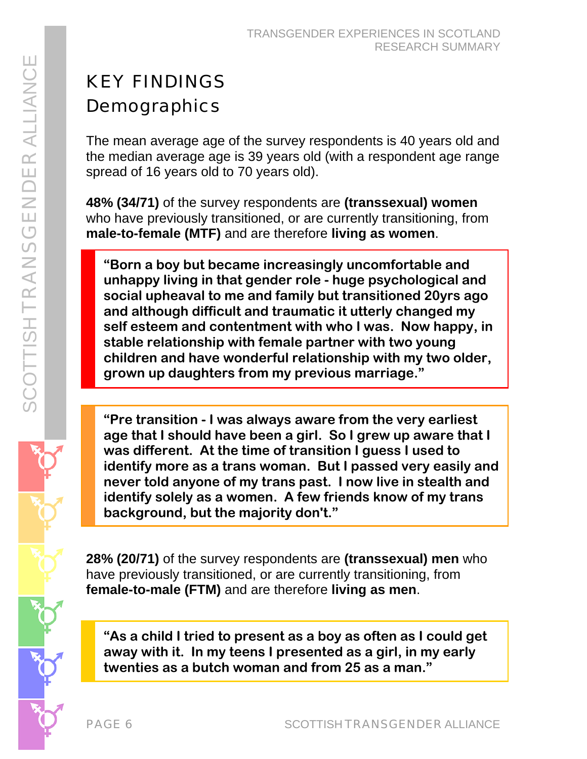# KEY FINDINGS

## Demographics

The mean average age of the survey respondents is 40 years old and the median average age is 39 years old (with a respondent age range spread of 16 years old to 70 years old).

**48% (34/71)** of the survey respondents are **(transsexual) women** who have previously transitioned, or are currently transitioning, from **male-to-female (MTF)** and are therefore **living as women**.

> **"Born a boy but became increasingly uncomfortable and unhappy living in that gender role - huge psychological and social upheaval to me and family but transitioned 20yrs ago and although difficult and traumatic it utterly changed my self esteem and contentment with who I was. Now happy, in stable relationship with female partner with two young children and have wonderful relationship with my two older, grown up daughters from my previous marriage."**

> **"Pre transition - I was always aware from the very earliest age that I should have been a girl. So I grew up aware that I was different. At the time of transition I guess I used to identify more as a trans woman. But I passed very easily and never told anyone of my trans past. I now live in stealth and identify solely as a women. A few friends know of my trans background, but the majority don't."**

**28% (20/71)** of the survey respondents are **(transsexual) men** who have previously transitioned, or are currently transitioning, from **female-to-male (FTM)** and are therefore **living as men**.

> **"As a child I tried to present as a boy as often as I could get away with it. In my teens I presented as a girl, in my early twenties as a butch woman and from 25 as a man."**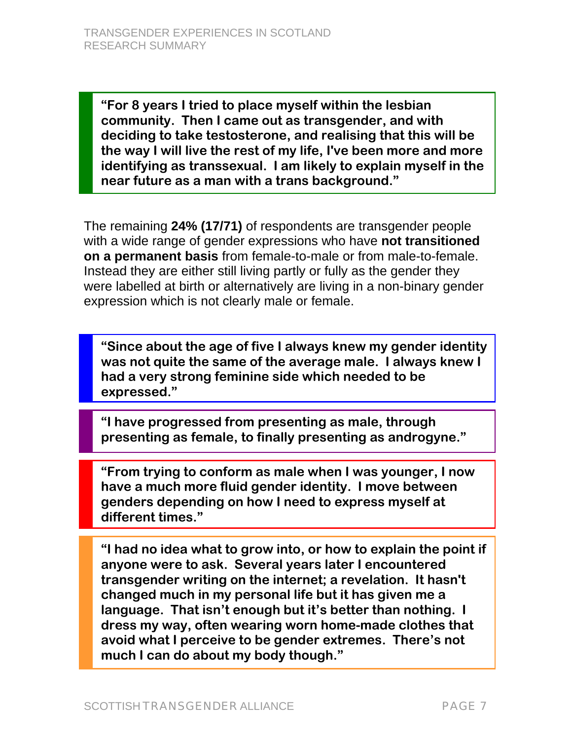> **"For 8 years I tried to place myself within the lesbian community. Then I came out as transgender, and with deciding to take testosterone, and realising that this will be the way I will live the rest of my life, I've been more and more identifying as transsexual. I am likely to explain myself in the near future as a man with a trans background."**

The remaining **24% (17/71)** of respondents are transgender people with a wide range of gender expressions who have **not transitioned on a permanent basis** from female-to-male or from male-to-female. Instead they are either still living partly or fully as the gender they were labelled at birth or alternatively are living in a non-binary gender expression which is not clearly male or female.

> **"Since about the age of five I always knew my gender identity was not quite the same of the average male. I always knew I had a very strong feminine side which needed to be expressed."**

> **"I have progressed from presenting as male, through presenting as female, to finally presenting as androgyne."**

> **"From trying to conform as male when I was younger, I now have a much more fluid gender identity. I move between genders depending on how I need to express myself at different times."**

> **"I had no idea what to grow into, or how to explain the point if anyone were to ask. Several years later I encountered transgender writing on the internet; a revelation. It hasn't changed much in my personal life but it has given me a language. That isn't enough but it's better than nothing. I dress my way, often wearing worn home-made clothes that avoid what I perceive to be gender extremes. There's not much I can do about my body though."**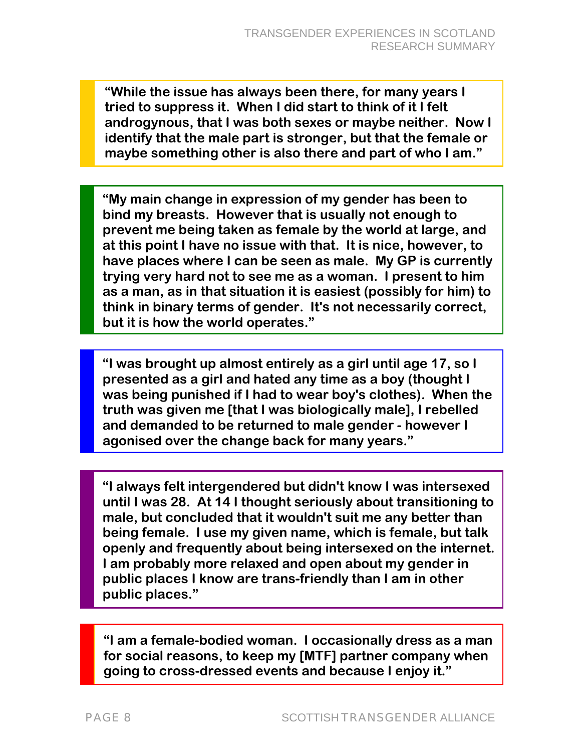**"While the issue has always been there, for many years I tried to suppress it. When I did start to think of it I felt androgynous, that I was both sexes or maybe neither. Now I identify that the male part is stronger, but that the female or maybe something other is also there and part of who I am."**

**"My main change in expression of my gender has been to bind my breasts. However that is usually not enough to prevent me being taken as female by the world at large, and at this point I have no issue with that. It is nice, however, to have places where I can be seen as male. My GP is currently trying very hard not to see me as a woman. I present to him as a man, as in that situation it is easiest (possibly for him) to think in binary terms of gender. It's not necessarily correct, but it is how the world operates."**

**"I was brought up almost entirely as a girl until age 17, so I presented as a girl and hated any time as a boy (thought I was being punished if I had to wear boy's clothes). When the truth was given me [that I was biologically male], I rebelled and demanded to be returned to male gender - however I agonised over the change back for many years."**

**"I always felt intergendered but didn't know I was intersexed until I was 28. At 14 I thought seriously about transitioning to male, but concluded that it wouldn't suit me any better than being female. I use my given name, which is female, but talk openly and frequently about being intersexed on the internet. I am probably more relaxed and open about my gender in public places I know are trans-friendly than I am in other public places."**

**"I am a female-bodied woman. I occasionally dress as a man for social reasons, to keep my [MTF] partner company when going to cross-dressed events and because I enjoy it."**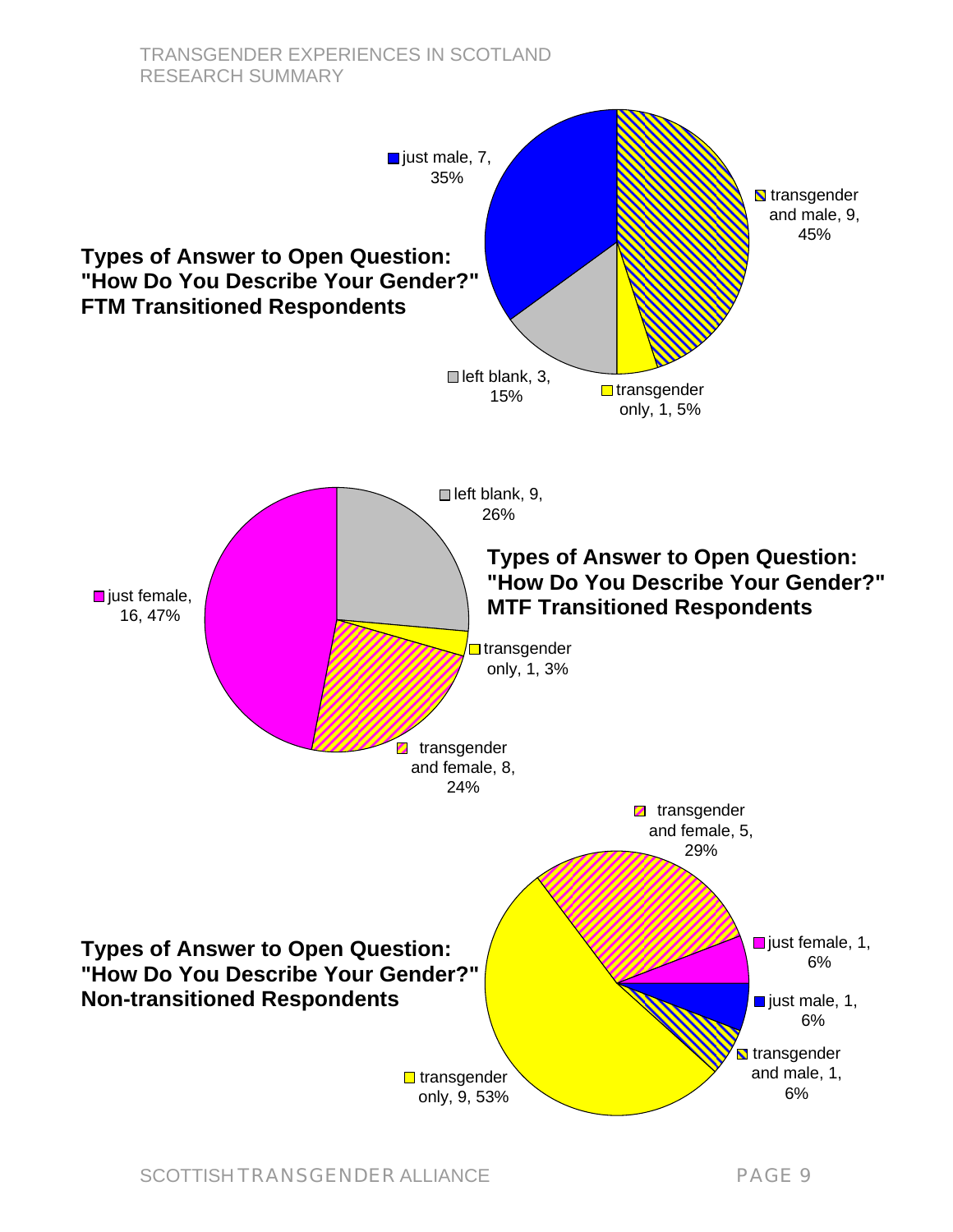**Types of Answer to Open Question: "How Do You Describe Your Gender?" FTM Transitioned Respondents**

just male, 7, 35%

transgender and male, 9, 45%

left blank, 3, 15%

transgender only, 1, 5%

**Types of Answer to Open Question: "How Do You Describe Your Gender?" MTF Transitioned Respondents**

left blank, 9, 26%

just female, 16, 47%

transgender only, 1, 3%

transgender and female, 8, 24%

**Types of Answer to Open Question: "How Do You Describe Your Gender?" Non-transitioned Respondents**

transgender and female, 5, 29%

just female, 1, 6%

just male, 1, 6%

transgender and male, 1, 6%

transgender only, 9, 53%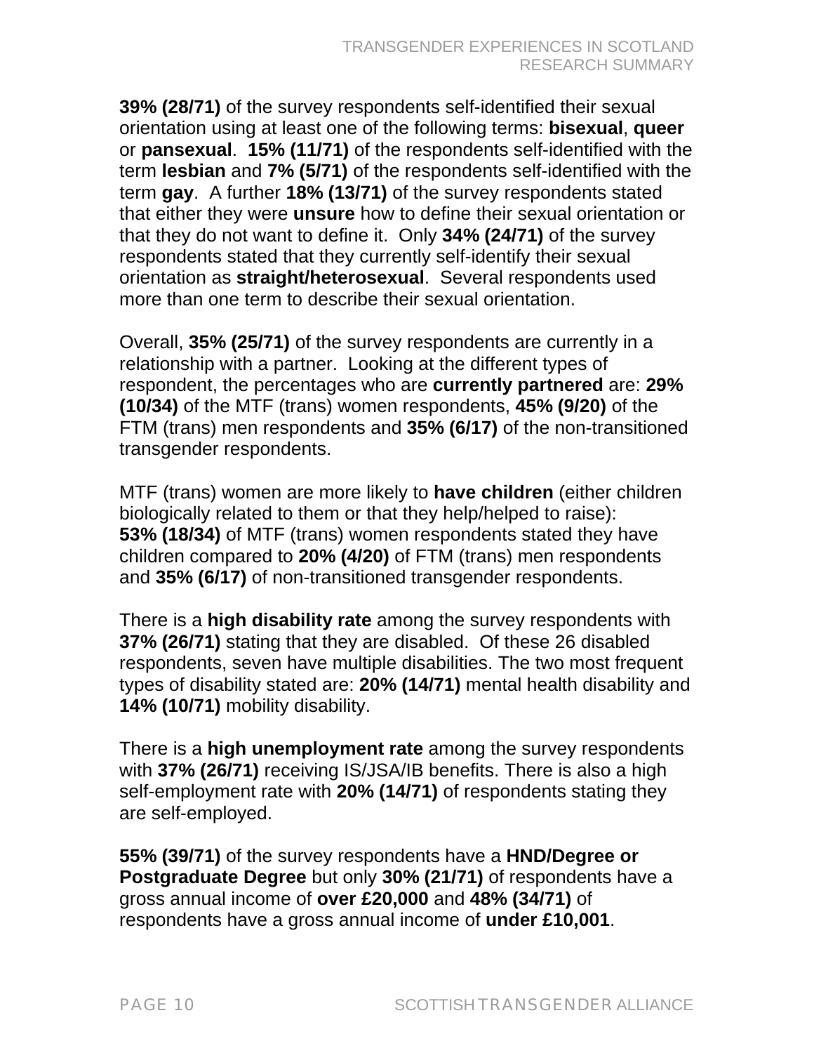**39% (28/71)** of the survey respondents self-identified their sexual orientation using at least one of the following terms: **bisexual**, **queer** or **pansexual**. **15% (11/71)** of the respondents self-identified with the term **lesbian** and **7% (5/71)** of the respondents self-identified with the term **gay**. A further **18% (13/71)** of the survey respondents stated that either they were **unsure** how to define their sexual orientation or that they do not want to define it. Only **34% (24/71)** of the survey respondents stated that they currently self-identify their sexual orientation as **straight/heterosexual**. Several respondents used more than one term to describe their sexual orientation.

Overall, **35% (25/71)** of the survey respondents are currently in a relationship with a partner. Looking at the different types of respondent, the percentages who are **currently partnered** are: **29% (10/34)** of the MTF (trans) women respondents, **45% (9/20)** of the FTM (trans) men respondents and **35% (6/17)** of the non-transitioned transgender respondents.

MTF (trans) women are more likely to **have children** (either children biologically related to them or that they help/helped to raise): **53% (18/34)** of MTF (trans) women respondents stated they have children compared to **20% (4/20)** of FTM (trans) men respondents and **35% (6/17)** of non-transitioned transgender respondents.

There is a **high disability rate** among the survey respondents with **37% (26/71)** stating that they are disabled. Of these 26 disabled respondents, seven have multiple disabilities. The two most frequent types of disability stated are: **20% (14/71)** mental health disability and **14% (10/71)** mobility disability.

There is a **high unemployment rate** among the survey respondents with **37% (26/71)** receiving IS/JSA/IB benefits. There is also a high self-employment rate with **20% (14/71)** of respondents stating they are self-employed.

**55% (39/71)** of the survey respondents have a **HND/Degree or Postgraduate Degree** but only **30% (21/71)** of respondents have a gross annual income of **over £20,000** and **48% (34/71)** of respondents have a gross annual income of **under £10,001**.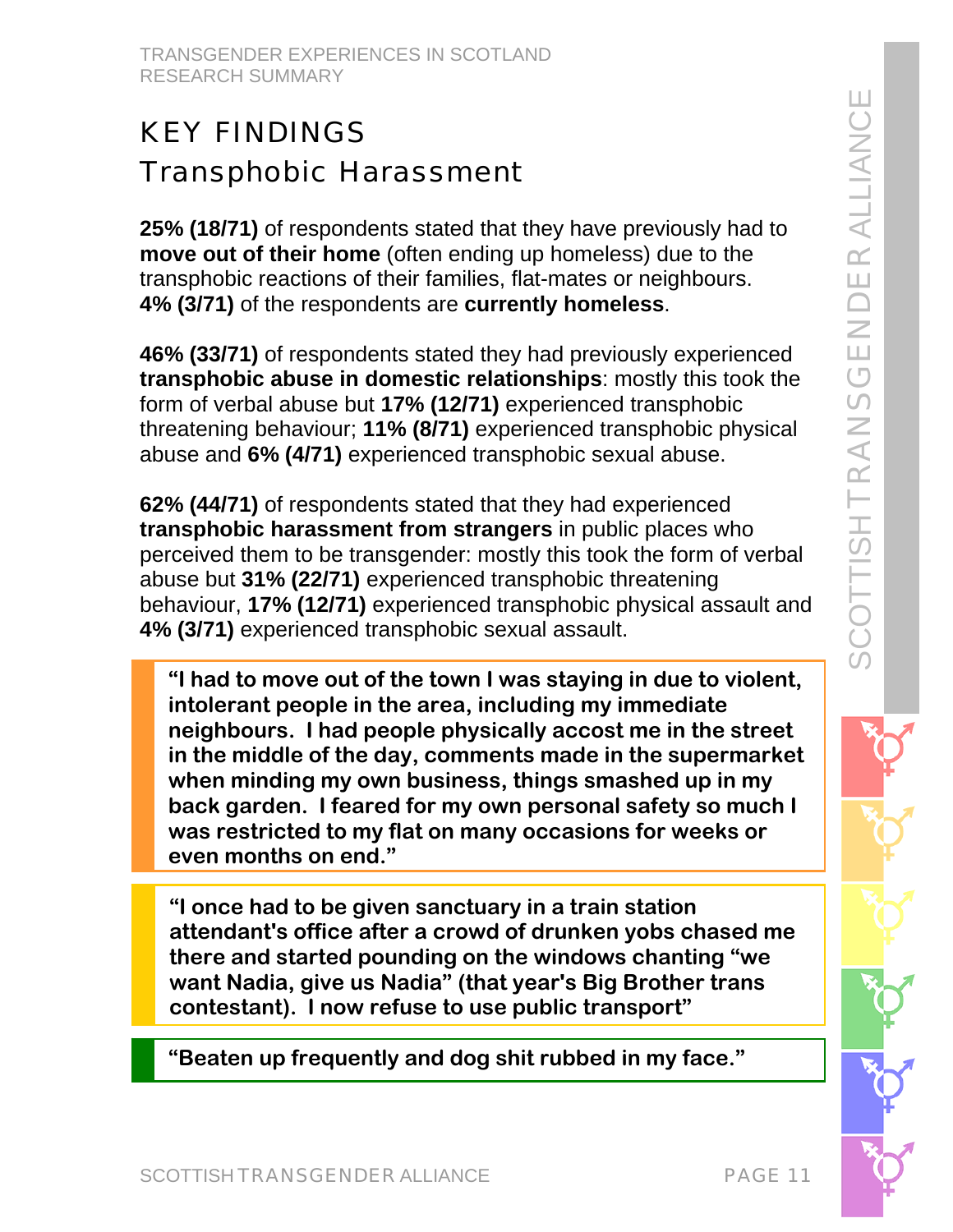# KEY FINDINGS

## Transphobic Harassment

**25% (18/71)** of respondents stated that they have previously had to **move out of their home** (often ending up homeless) due to the transphobic reactions of their families, flat-mates or neighbours. **4% (3/71)** of the respondents are **currently homeless**.

**46% (33/71)** of respondents stated they had previously experienced **transphobic abuse in domestic relationships**: mostly this took the form of verbal abuse but **17% (12/71)** experienced transphobic threatening behaviour; **11% (8/71)** experienced transphobic physical abuse and **6% (4/71)** experienced transphobic sexual abuse.

**62% (44/71)** of respondents stated that they had experienced **transphobic harassment from strangers** in public places who perceived them to be transgender: mostly this took the form of verbal abuse but **31% (22/71)** experienced transphobic threatening behaviour, **17% (12/71)** experienced transphobic physical assault and **4% (3/71)** experienced transphobic sexual assault.

> **"I had to move out of the town I was staying in due to violent, intolerant people in the area, including my immediate neighbours. I had people physically accost me in the street in the middle of the day, comments made in the supermarket when minding my own business, things smashed up in my back garden. I feared for my own personal safety so much I was restricted to my flat on many occasions for weeks or even months on end."**

> **"I once had to be given sanctuary in a train station attendant's office after a crowd of drunken yobs chased me there and started pounding on the windows chanting "we want Nadia, give us Nadia" (that year's Big Brother trans contestant). I now refuse to use public transport"**

> **"Beaten up frequently and dog shit rubbed in my face."**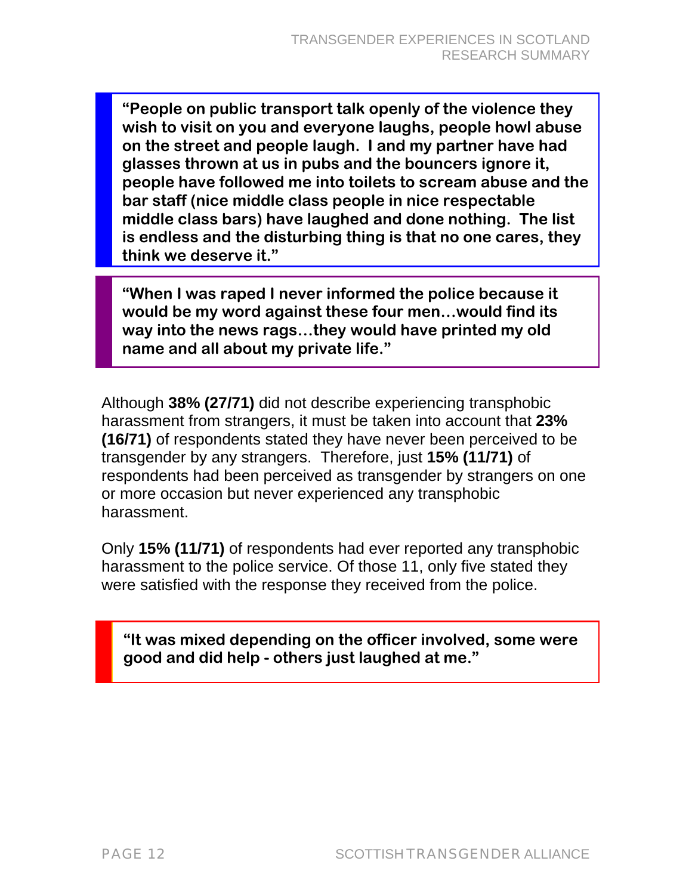> **"People on public transport talk openly of the violence they wish to visit on you and everyone laughs, people howl abuse on the street and people laugh. I and my partner have had glasses thrown at us in pubs and the bouncers ignore it, people have followed me into toilets to scream abuse and the bar staff (nice middle class people in nice respectable middle class bars) have laughed and done nothing. The list is endless and the disturbing thing is that no one cares, they think we deserve it."**

> **"When I was raped I never informed the police because it would be my word against these four men…would find its way into the news rags…they would have printed my old name and all about my private life."**

Although **38% (27/71)** did not describe experiencing transphobic harassment from strangers, it must be taken into account that **23% (16/71)** of respondents stated they have never been perceived to be transgender by any strangers. Therefore, just **15% (11/71)** of respondents had been perceived as transgender by strangers on one or more occasion but never experienced any transphobic harassment.

Only **15% (11/71)** of respondents had ever reported any transphobic harassment to the police service. Of those 11, only five stated they were satisfied with the response they received from the police.

> **"It was mixed depending on the officer involved, some were good and did help - others just laughed at me."**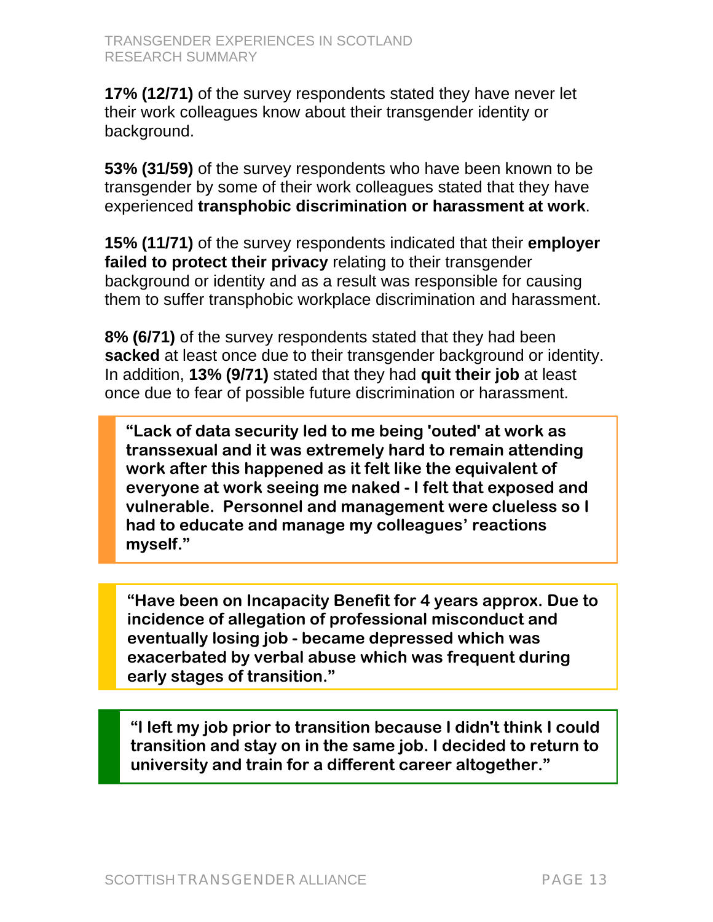**17% (12/71)** of the survey respondents stated they have never let their work colleagues know about their transgender identity or background.

**53% (31/59)** of the survey respondents who have been known to be transgender by some of their work colleagues stated that they have experienced **transphobic discrimination or harassment at work**.

**15% (11/71)** of the survey respondents indicated that their **employer failed to protect their privacy** relating to their transgender background or identity and as a result was responsible for causing them to suffer transphobic workplace discrimination and harassment.

**8% (6/71)** of the survey respondents stated that they had been **sacked** at least once due to their transgender background or identity. In addition, **13% (9/71)** stated that they had **quit their job** at least once due to fear of possible future discrimination or harassment.

> **"Lack of data security led to me being 'outed' at work as transsexual and it was extremely hard to remain attending work after this happened as it felt like the equivalent of everyone at work seeing me naked - I felt that exposed and vulnerable. Personnel and management were clueless so I had to educate and manage my colleagues' reactions myself."**

> **"Have been on Incapacity Benefit for 4 years approx. Due to incidence of allegation of professional misconduct and eventually losing job - became depressed which was exacerbated by verbal abuse which was frequent during early stages of transition."**

> **"I left my job prior to transition because I didn't think I could transition and stay on in the same job. I decided to return to university and train for a different career altogether."**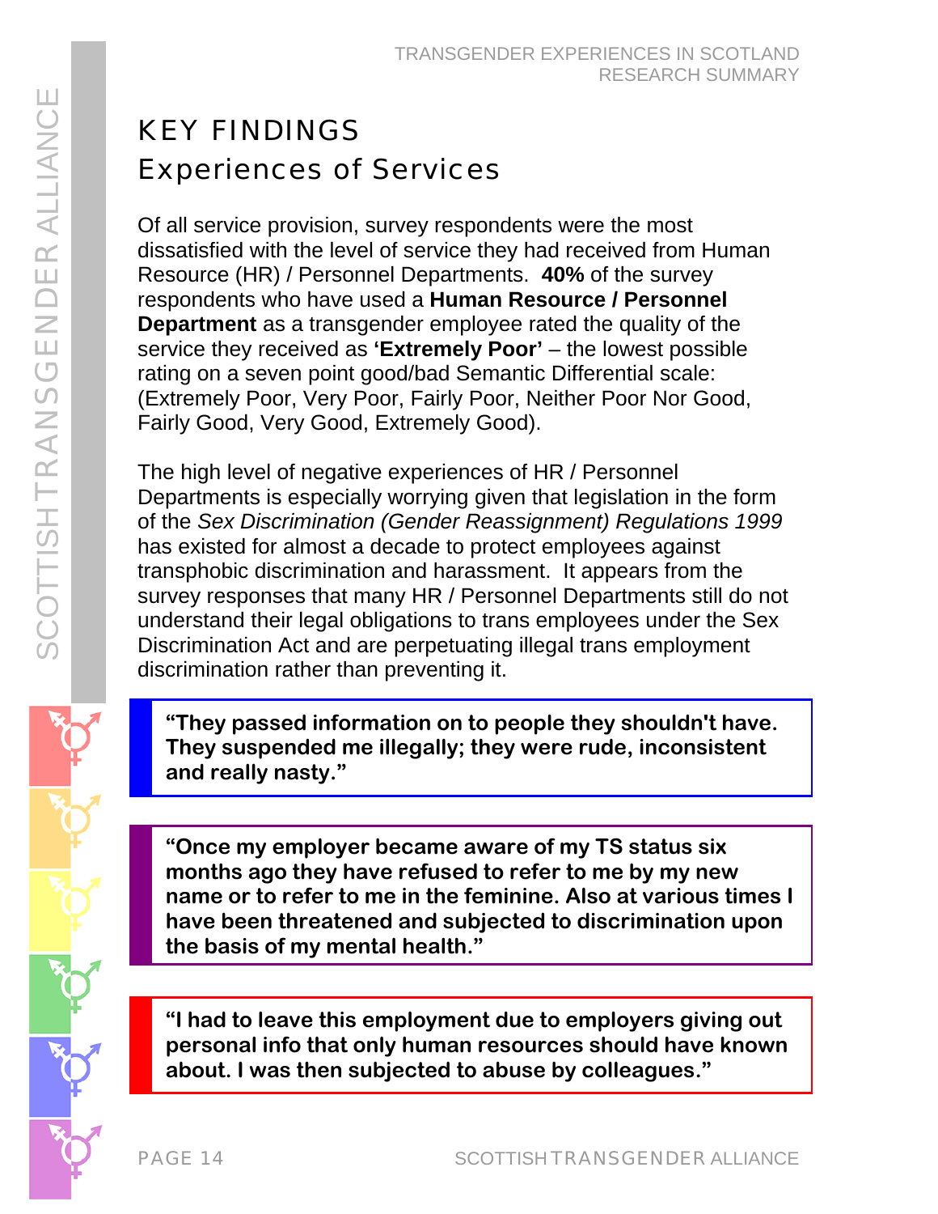# KEY FINDINGS

## Experiences of Services

Of all service provision, survey respondents were the most dissatisfied with the level of service they had received from Human Resource (HR) / Personnel Departments. **40%** of the survey respondents who have used a **Human Resource / Personnel Department** as a transgender employee rated the quality of the service they received as **'Extremely Poor'** – the lowest possible rating on a seven point good/bad Semantic Differential scale: (Extremely Poor, Very Poor, Fairly Poor, Neither Poor Nor Good, Fairly Good, Very Good, Extremely Good).

The high level of negative experiences of HR / Personnel Departments is especially worrying given that legislation in the form of the *Sex Discrimination (Gender Reassignment) Regulations 1999* has existed for almost a decade to protect employees against transphobic discrimination and harassment. It appears from the survey responses that many HR / Personnel Departments still do not understand their legal obligations to trans employees under the Sex Discrimination Act and are perpetuating illegal trans employment discrimination rather than preventing it.

> **"They passed information on to people they shouldn't have. They suspended me illegally; they were rude, inconsistent and really nasty."**

> **"Once my employer became aware of my TS status six months ago they have refused to refer to me by my new name or to refer to me in the feminine. Also at various times I have been threatened and subjected to discrimination upon the basis of my mental health."**

> **"I had to leave this employment due to employers giving out personal info that only human resources should have known about. I was then subjected to abuse by colleagues."**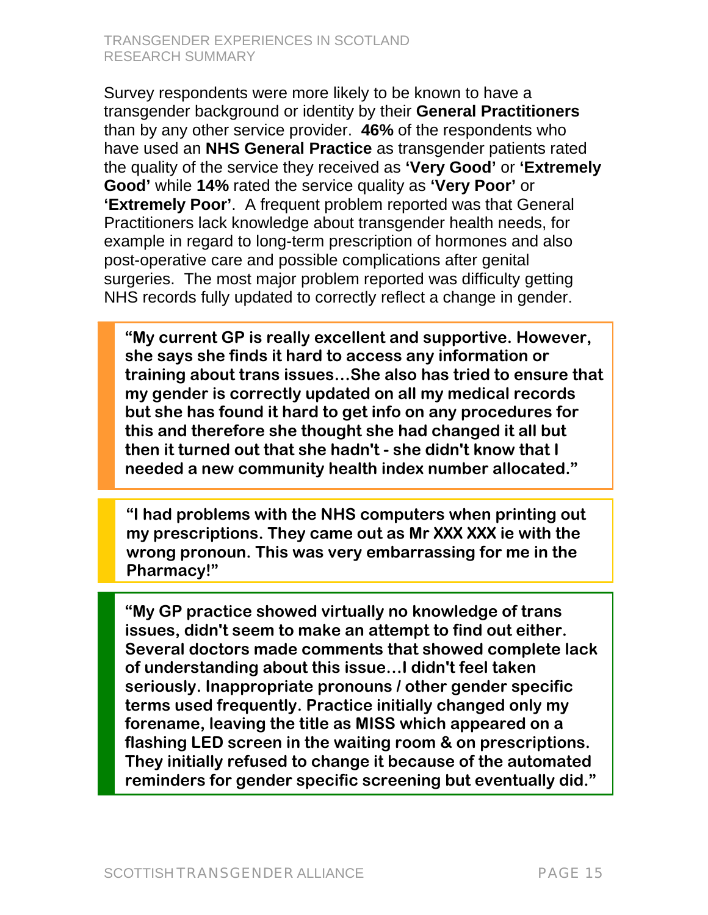Survey respondents were more likely to be known to have a transgender background or identity by their **General Practitioners** than by any other service provider. **46%** of the respondents who have used an **NHS General Practice** as transgender patients rated the quality of the service they received as **'Very Good'** or **'Extremely Good'** while **14%** rated the service quality as **'Very Poor'** or **'Extremely Poor'**. A frequent problem reported was that General Practitioners lack knowledge about transgender health needs, for example in regard to long-term prescription of hormones and also post-operative care and possible complications after genital surgeries. The most major problem reported was difficulty getting NHS records fully updated to correctly reflect a change in gender.

> **"My current GP is really excellent and supportive. However, she says she finds it hard to access any information or training about trans issues…She also has tried to ensure that my gender is correctly updated on all my medical records but she has found it hard to get info on any procedures for this and therefore she thought she had changed it all but then it turned out that she hadn't - she didn't know that I needed a new community health index number allocated."**

> **"I had problems with the NHS computers when printing out my prescriptions. They came out as Mr XXX XXX ie with the wrong pronoun. This was very embarrassing for me in the Pharmacy!"**

> **"My GP practice showed virtually no knowledge of trans issues, didn't seem to make an attempt to find out either. Several doctors made comments that showed complete lack of understanding about this issue…I didn't feel taken seriously. Inappropriate pronouns / other gender specific terms used frequently. Practice initially changed only my forename, leaving the title as MISS which appeared on a flashing LED screen in the waiting room & on prescriptions. They initially refused to change it because of the automated reminders for gender specific screening but eventually did."**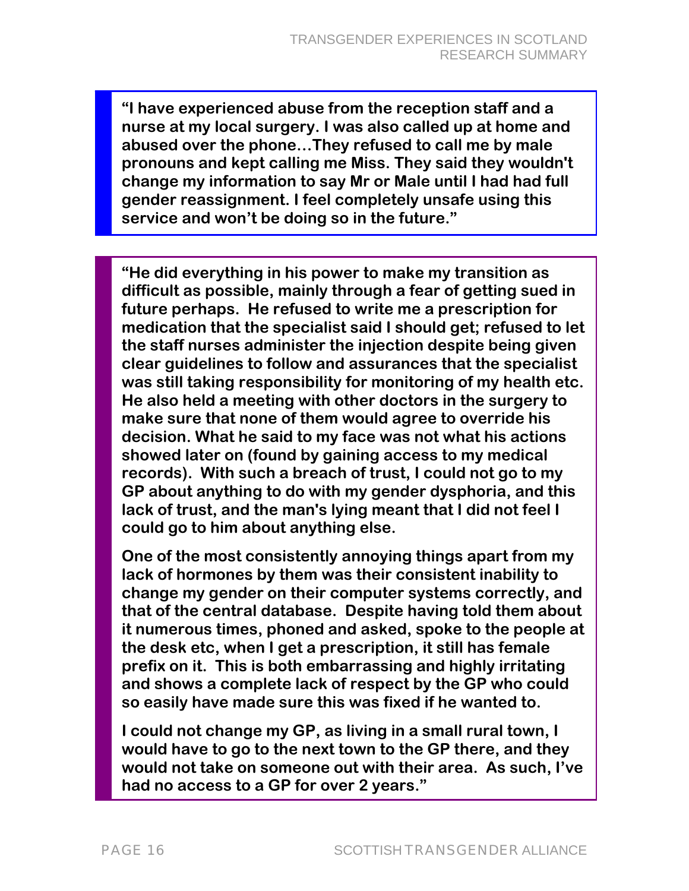**"I have experienced abuse from the reception staff and a nurse at my local surgery. I was also called up at home and abused over the phone…They refused to call me by male pronouns and kept calling me Miss. They said they wouldn't change my information to say Mr or Male until I had had full gender reassignment. I feel completely unsafe using this service and won't be doing so in the future."**

**"He did everything in his power to make my transition as difficult as possible, mainly through a fear of getting sued in future perhaps. He refused to write me a prescription for medication that the specialist said I should get; refused to let the staff nurses administer the injection despite being given clear guidelines to follow and assurances that the specialist was still taking responsibility for monitoring of my health etc. He also held a meeting with other doctors in the surgery to make sure that none of them would agree to override his decision. What he said to my face was not what his actions showed later on (found by gaining access to my medical records). With such a breach of trust, I could not go to my GP about anything to do with my gender dysphoria, and this lack of trust, and the man's lying meant that I did not feel I could go to him about anything else.**

**One of the most consistently annoying things apart from my lack of hormones by them was their consistent inability to change my gender on their computer systems correctly, and that of the central database. Despite having told them about it numerous times, phoned and asked, spoke to the people at the desk etc, when I get a prescription, it still has female prefix on it. This is both embarrassing and highly irritating and shows a complete lack of respect by the GP who could so easily have made sure this was fixed if he wanted to.**

**I could not change my GP, as living in a small rural town, I would have to go to the next town to the GP there, and they would not take on someone out with their area. As such, I've had no access to a GP for over 2 years."**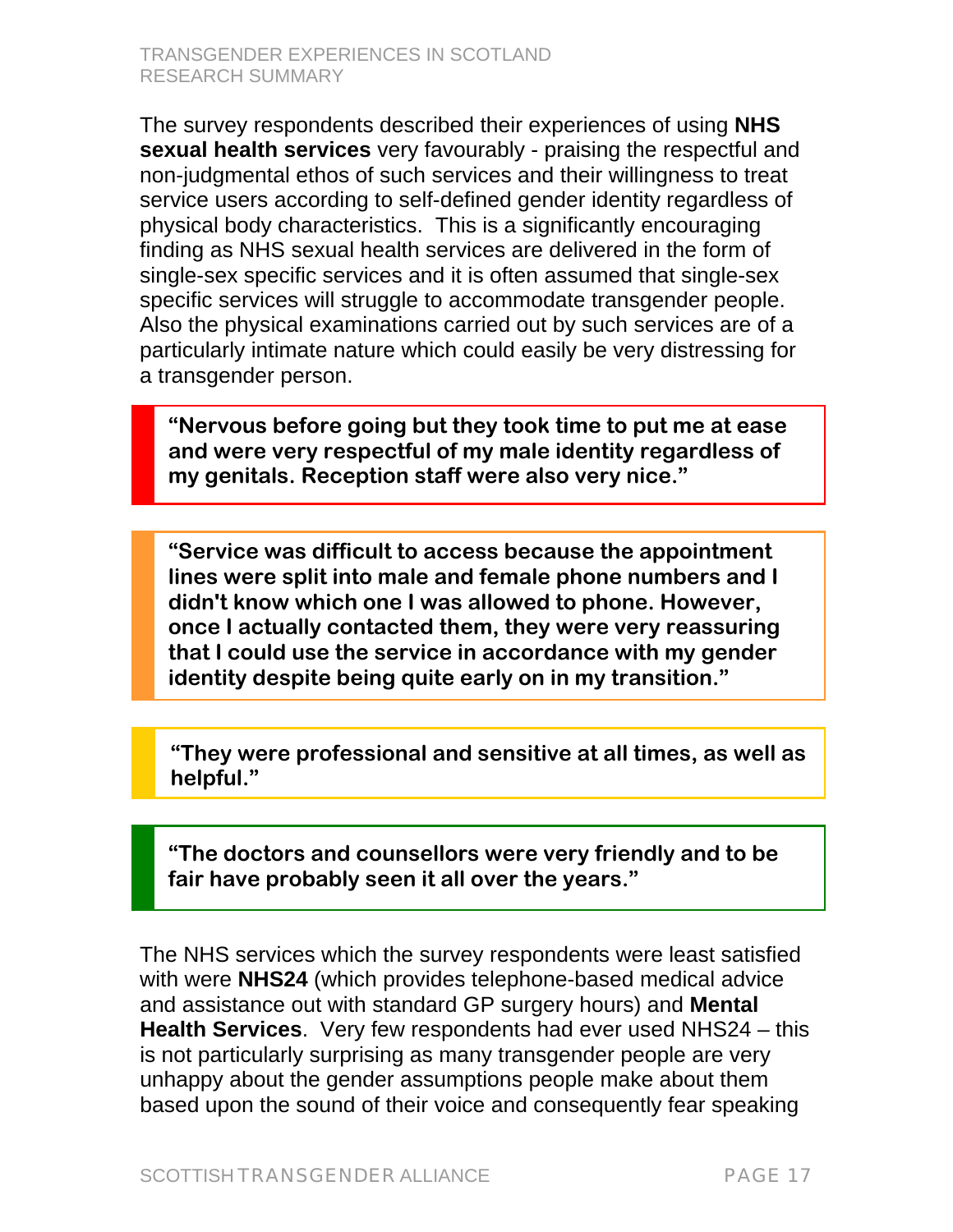The survey respondents described their experiences of using **NHS sexual health services** very favourably - praising the respectful and non-judgmental ethos of such services and their willingness to treat service users according to self-defined gender identity regardless of physical body characteristics. This is a significantly encouraging finding as NHS sexual health services are delivered in the form of single-sex specific services and it is often assumed that single-sex specific services will struggle to accommodate transgender people. Also the physical examinations carried out by such services are of a particularly intimate nature which could easily be very distressing for a transgender person.

> **"Nervous before going but they took time to put me at ease and were very respectful of my male identity regardless of my genitals. Reception staff were also very nice."**

> **"Service was difficult to access because the appointment lines were split into male and female phone numbers and I didn't know which one I was allowed to phone. However, once I actually contacted them, they were very reassuring that I could use the service in accordance with my gender identity despite being quite early on in my transition."**

> **"They were professional and sensitive at all times, as well as helpful."**

> **"The doctors and counsellors were very friendly and to be fair have probably seen it all over the years."**

The NHS services which the survey respondents were least satisfied with were **NHS24** (which provides telephone-based medical advice and assistance out with standard GP surgery hours) and **Mental Health Services**. Very few respondents had ever used NHS24 – this is not particularly surprising as many transgender people are very unhappy about the gender assumptions people make about them based upon the sound of their voice and consequently fear speaking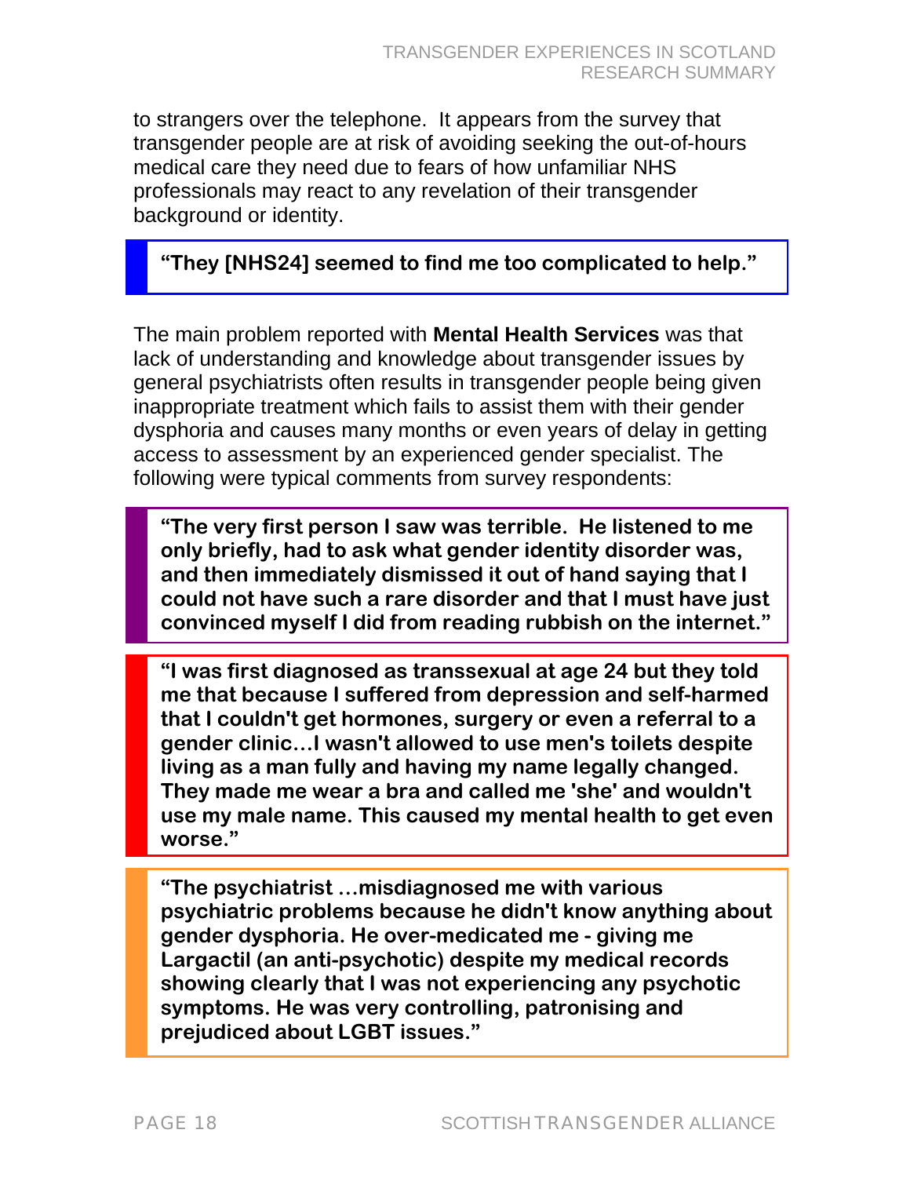to strangers over the telephone. It appears from the survey that transgender people are at risk of avoiding seeking the out-of-hours medical care they need due to fears of how unfamiliar NHS professionals may react to any revelation of their transgender background or identity.

> **"They [NHS24] seemed to find me too complicated to help."**

The main problem reported with **Mental Health Services** was that lack of understanding and knowledge about transgender issues by general psychiatrists often results in transgender people being given inappropriate treatment which fails to assist them with their gender dysphoria and causes many months or even years of delay in getting access to assessment by an experienced gender specialist. The following were typical comments from survey respondents:

> **"The very first person I saw was terrible. He listened to me only briefly, had to ask what gender identity disorder was, and then immediately dismissed it out of hand saying that I could not have such a rare disorder and that I must have just convinced myself I did from reading rubbish on the internet."**

> **"I was first diagnosed as transsexual at age 24 but they told me that because I suffered from depression and self-harmed that I couldn't get hormones, surgery or even a referral to a gender clinic…I wasn't allowed to use men's toilets despite living as a man fully and having my name legally changed. They made me wear a bra and called me 'she' and wouldn't use my male name. This caused my mental health to get even worse."**

> **"The psychiatrist …misdiagnosed me with various psychiatric problems because he didn't know anything about gender dysphoria. He over-medicated me - giving me Largactil (an anti-psychotic) despite my medical records showing clearly that I was not experiencing any psychotic symptoms. He was very controlling, patronising and prejudiced about LGBT issues."**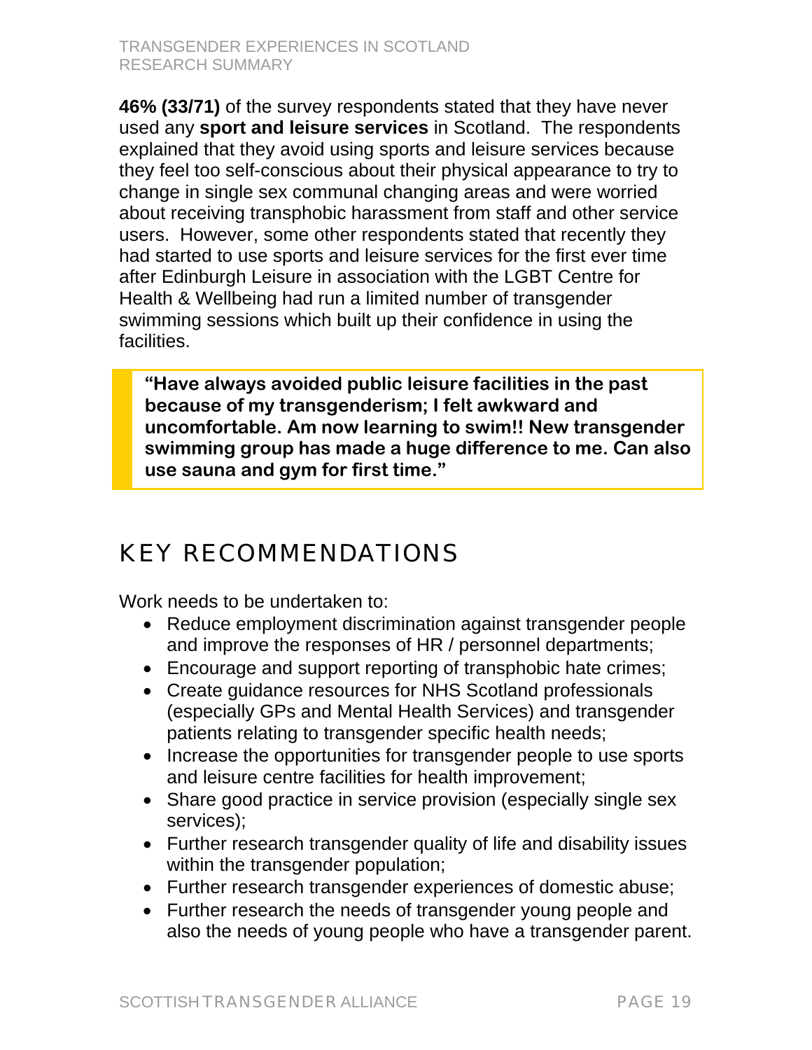**46% (33/71)** of the survey respondents stated that they have never used any **sport and leisure services** in Scotland. The respondents explained that they avoid using sports and leisure services because they feel too self-conscious about their physical appearance to try to change in single sex communal changing areas and were worried about receiving transphobic harassment from staff and other service users. However, some other respondents stated that recently they had started to use sports and leisure services for the first ever time after Edinburgh Leisure in association with the LGBT Centre for Health & Wellbeing had run a limited number of transgender swimming sessions which built up their confidence in using the facilities.

> **"Have always avoided public leisure facilities in the past because of my transgenderism; I felt awkward and uncomfortable. Am now learning to swim!! New transgender swimming group has made a huge difference to me. Can also use sauna and gym for first time."**

## KEY RECOMMENDATIONS

Work needs to be undertaken to:

- Reduce employment discrimination against transgender people and improve the responses of HR / personnel departments;
- Encourage and support reporting of transphobic hate crimes;
- Create guidance resources for NHS Scotland professionals (especially GPs and Mental Health Services) and transgender patients relating to transgender specific health needs;
- Increase the opportunities for transgender people to use sports and leisure centre facilities for health improvement;
- Share good practice in service provision (especially single sex services);
- Further research transgender quality of life and disability issues within the transgender population;
- Further research transgender experiences of domestic abuse;
- Further research the needs of transgender young people and also the needs of young people who have a transgender parent.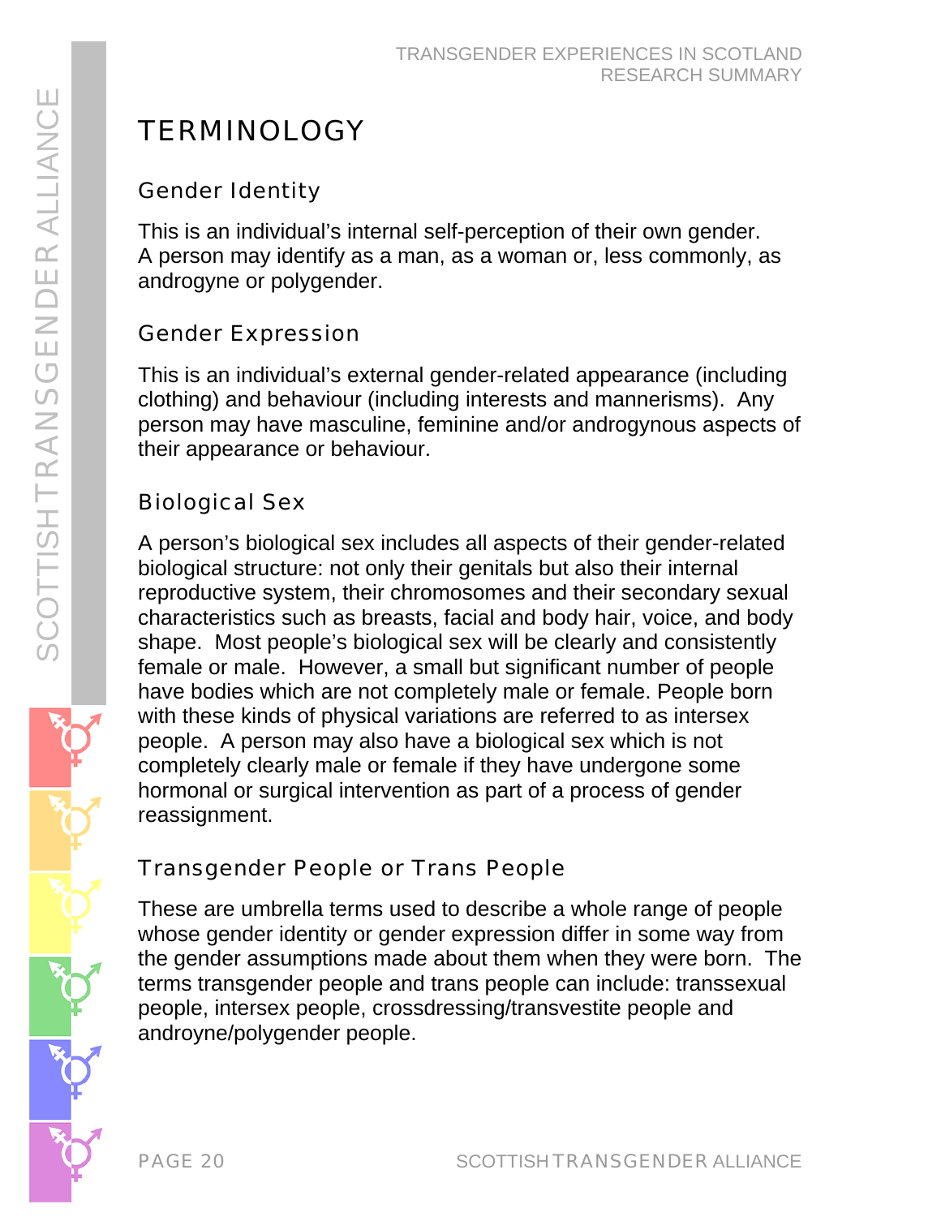# TERMINOLOGY

## Gender Identity

This is an individual's internal self-perception of their own gender. A person may identify as a man, as a woman or, less commonly, as androgyne or polygender.

## Gender Expression

This is an individual's external gender-related appearance (including clothing) and behaviour (including interests and mannerisms). Any person may have masculine, feminine and/or androgynous aspects of their appearance or behaviour.

## Biological Sex

A person's biological sex includes all aspects of their gender-related biological structure: not only their genitals but also their internal reproductive system, their chromosomes and their secondary sexual characteristics such as breasts, facial and body hair, voice, and body shape. Most people's biological sex will be clearly and consistently female or male. However, a small but significant number of people have bodies which are not completely male or female. People born with these kinds of physical variations are referred to as intersex people. A person may also have a biological sex which is not completely clearly male or female if they have undergone some hormonal or surgical intervention as part of a process of gender reassignment.

## Transgender People or Trans People

These are umbrella terms used to describe a whole range of people whose gender identity or gender expression differ in some way from the gender assumptions made about them when they were born. The terms transgender people and trans people can include: transsexual people, intersex people, crossdressing/transvestite people and androyne/polygender people.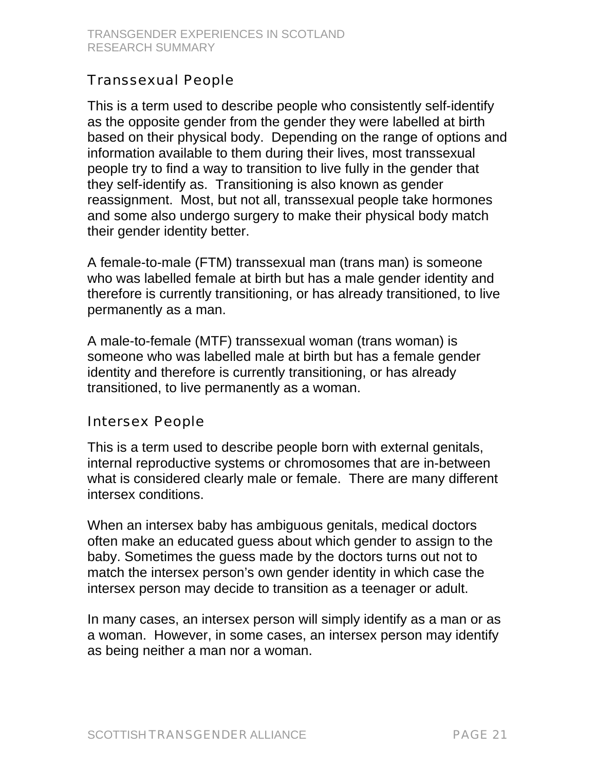## Transsexual People

This is a term used to describe people who consistently self-identify as the opposite gender from the gender they were labelled at birth based on their physical body. Depending on the range of options and information available to them during their lives, most transsexual people try to find a way to transition to live fully in the gender that they self-identify as. Transitioning is also known as gender reassignment. Most, but not all, transsexual people take hormones and some also undergo surgery to make their physical body match their gender identity better.

A female-to-male (FTM) transsexual man (trans man) is someone who was labelled female at birth but has a male gender identity and therefore is currently transitioning, or has already transitioned, to live permanently as a man.

A male-to-female (MTF) transsexual woman (trans woman) is someone who was labelled male at birth but has a female gender identity and therefore is currently transitioning, or has already transitioned, to live permanently as a woman.

## Intersex People

This is a term used to describe people born with external genitals, internal reproductive systems or chromosomes that are in-between what is considered clearly male or female. There are many different intersex conditions.

When an intersex baby has ambiguous genitals, medical doctors often make an educated guess about which gender to assign to the baby. Sometimes the guess made by the doctors turns out not to match the intersex person's own gender identity in which case the intersex person may decide to transition as a teenager or adult.

In many cases, an intersex person will simply identify as a man or as a woman. However, in some cases, an intersex person may identify as being neither a man nor a woman.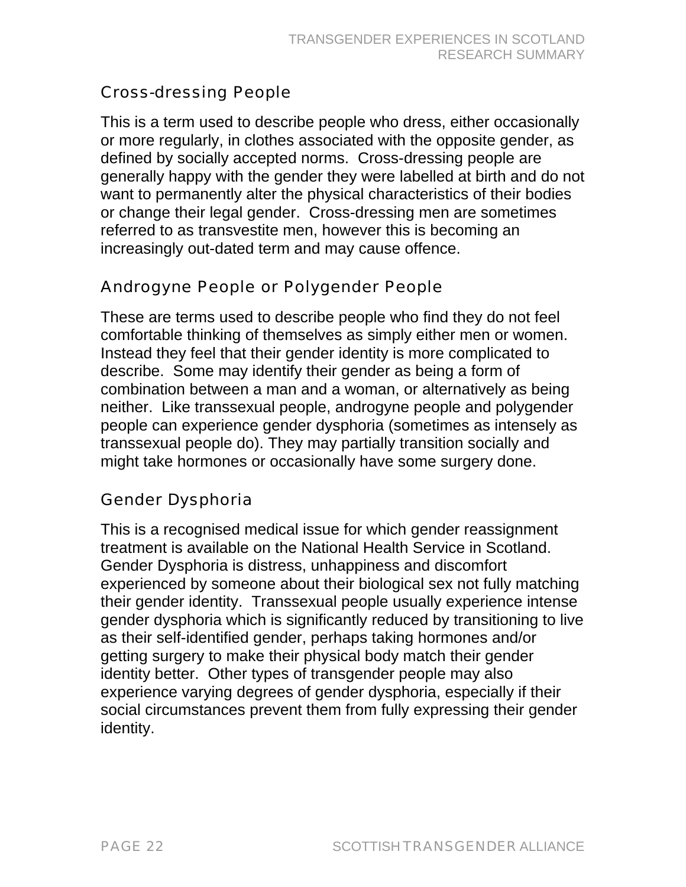## Cross-dressing People

This is a term used to describe people who dress, either occasionally or more regularly, in clothes associated with the opposite gender, as defined by socially accepted norms. Cross-dressing people are generally happy with the gender they were labelled at birth and do not want to permanently alter the physical characteristics of their bodies or change their legal gender. Cross-dressing men are sometimes referred to as transvestite men, however this is becoming an increasingly out-dated term and may cause offence.

## Androgyne People or Polygender People

These are terms used to describe people who find they do not feel comfortable thinking of themselves as simply either men or women. Instead they feel that their gender identity is more complicated to describe. Some may identify their gender as being a form of combination between a man and a woman, or alternatively as being neither. Like transsexual people, androgyne people and polygender people can experience gender dysphoria (sometimes as intensely as transsexual people do). They may partially transition socially and might take hormones or occasionally have some surgery done.

## Gender Dysphoria

This is a recognised medical issue for which gender reassignment treatment is available on the National Health Service in Scotland. Gender Dysphoria is distress, unhappiness and discomfort experienced by someone about their biological sex not fully matching their gender identity. Transsexual people usually experience intense gender dysphoria which is significantly reduced by transitioning to live as their self-identified gender, perhaps taking hormones and/or getting surgery to make their physical body match their gender identity better. Other types of transgender people may also experience varying degrees of gender dysphoria, especially if their social circumstances prevent them from fully expressing their gender identity.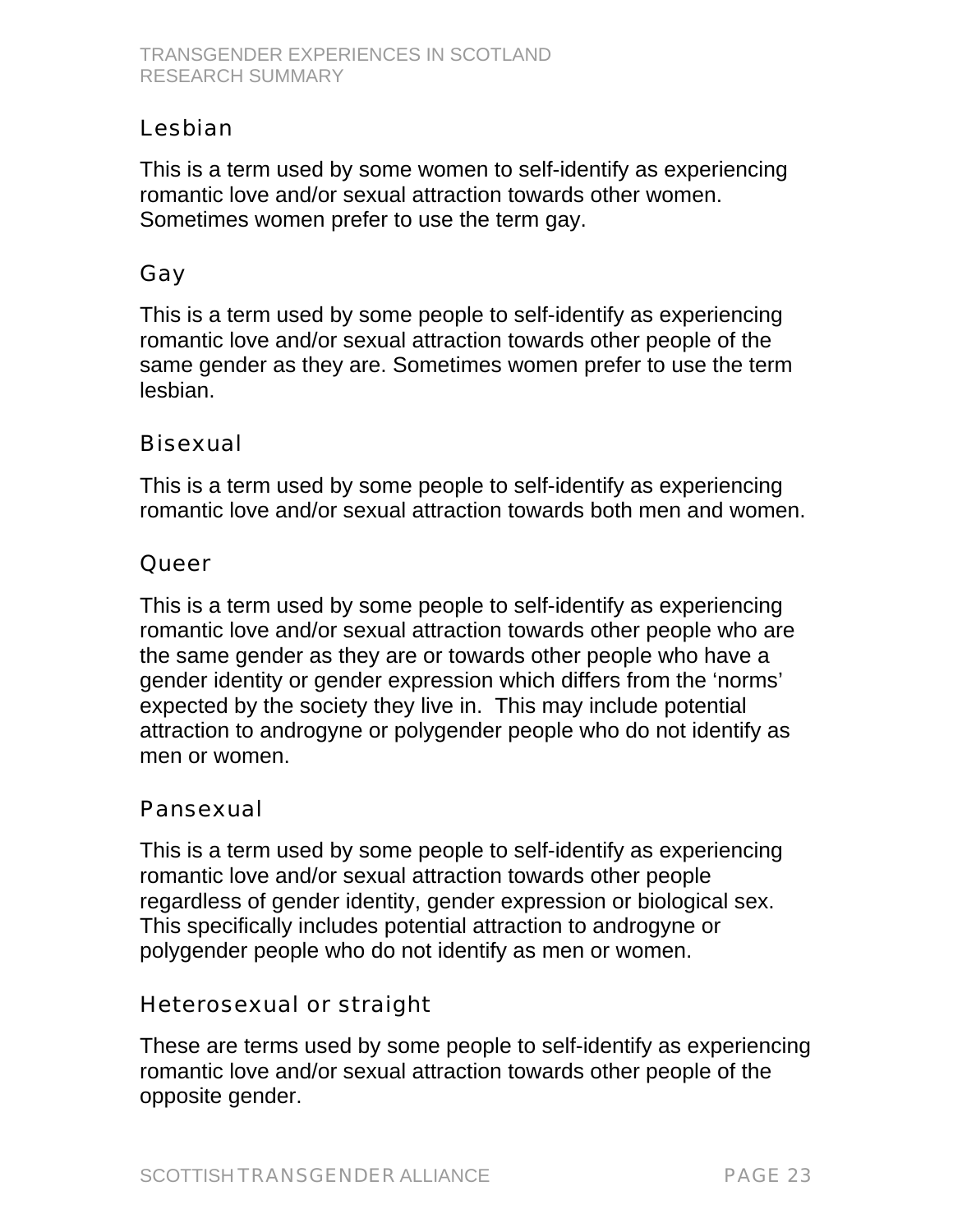### Lesbian

This is a term used by some women to self-identify as experiencing romantic love and/or sexual attraction towards other women. Sometimes women prefer to use the term gay.

### Gay

This is a term used by some people to self-identify as experiencing romantic love and/or sexual attraction towards other people of the same gender as they are. Sometimes women prefer to use the term lesbian.

### Bisexual

This is a term used by some people to self-identify as experiencing romantic love and/or sexual attraction towards both men and women.

### Queer

This is a term used by some people to self-identify as experiencing romantic love and/or sexual attraction towards other people who are the same gender as they are or towards other people who have a gender identity or gender expression which differs from the 'norms' expected by the society they live in. This may include potential attraction to androgyne or polygender people who do not identify as men or women.

### Pansexual

This is a term used by some people to self-identify as experiencing romantic love and/or sexual attraction towards other people regardless of gender identity, gender expression or biological sex. This specifically includes potential attraction to androgyne or polygender people who do not identify as men or women.

### Heterosexual or straight

These are terms used by some people to self-identify as experiencing romantic love and/or sexual attraction towards other people of the opposite gender.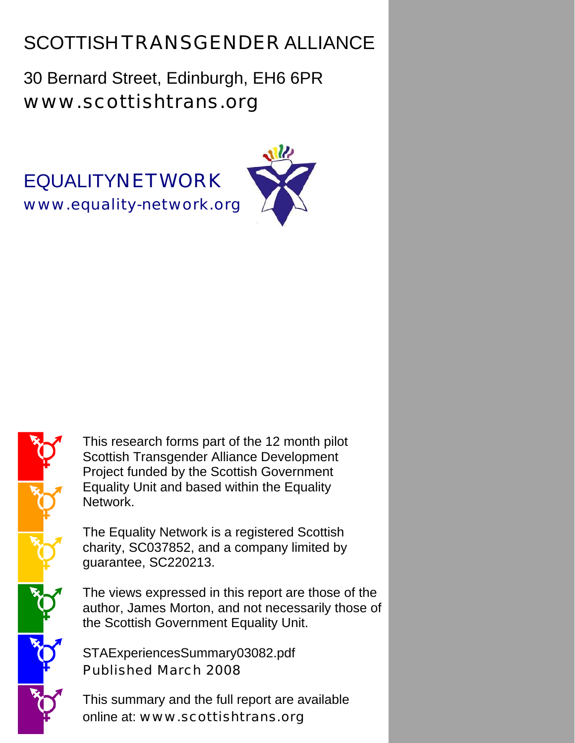SCOTTISH TRANSGENDER ALLIANCE

30 Bernard Street, Edinburgh, EH6 6PR
www.scottishtrans.org

EQUALITYNETWORK
www.equality-network.org

This research forms part of the 12 month pilot Scottish Transgender Alliance Development Project funded by the Scottish Government Equality Unit and based within the Equality Network.

The Equality Network is a registered Scottish charity, SC037852, and a company limited by guarantee, SC220213.

The views expressed in this report are those of the author, James Morton, and not necessarily those of the Scottish Government Equality Unit.

STAExperiencesSummary03082.pdf
Published March 2008

This summary and the full report are available online at: www.scottishtrans.org